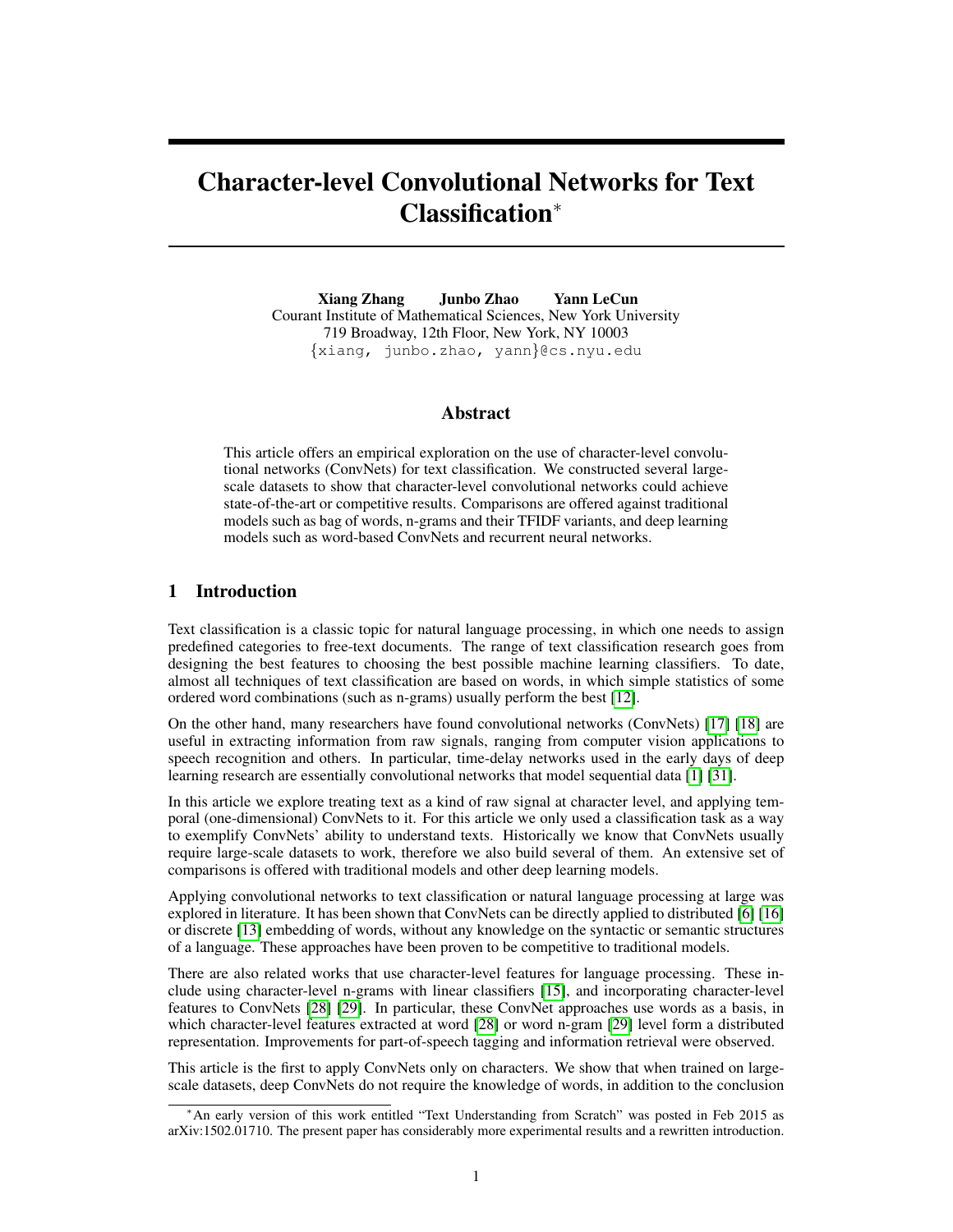# Character-level Convolutional Networks for Text Classification*

**Xiang Zhang　　Junbo Zhao　　Yann LeCun**
Courant Institute of Mathematical Sciences, New York University
719 Broadway, 12th Floor, New York, NY 10003
{xiang, junbo.zhao, yann}@cs.nyu.edu

## Abstract

This article offers an empirical exploration on the use of character-level convolutional networks (ConvNets) for text classification. We constructed several large-scale datasets to show that character-level convolutional networks could achieve state-of-the-art or competitive results. Comparisons are offered against traditional models such as bag of words, n-grams and their TFIDF variants, and deep learning models such as word-based ConvNets and recurrent neural networks.

## 1 Introduction

Text classification is a classic topic for natural language processing, in which one needs to assign predefined categories to free-text documents. The range of text classification research goes from designing the best features to choosing the best possible machine learning classifiers. To date, almost all techniques of text classification are based on words, in which simple statistics of some ordered word combinations (such as n-grams) usually perform the best [12].

On the other hand, many researchers have found convolutional networks (ConvNets) [17] [18] are useful in extracting information from raw signals, ranging from computer vision applications to speech recognition and others. In particular, time-delay networks used in the early days of deep learning research are essentially convolutional networks that model sequential data [1] [31].

In this article we explore treating text as a kind of raw signal at character level, and applying temporal (one-dimensional) ConvNets to it. For this article we only used a classification task as a way to exemplify ConvNets' ability to understand texts. Historically we know that ConvNets usually require large-scale datasets to work, therefore we also build several of them. An extensive set of comparisons is offered with traditional models and other deep learning models.

Applying convolutional networks to text classification or natural language processing at large was explored in literature. It has been shown that ConvNets can be directly applied to distributed [6] [16] or discrete [13] embedding of words, without any knowledge on the syntactic or semantic structures of a language. These approaches have been proven to be competitive to traditional models.

There are also related works that use character-level features for language processing. These include using character-level n-grams with linear classifiers [15], and incorporating character-level features to ConvNets [28] [29]. In particular, these ConvNet approaches use words as a basis, in which character-level features extracted at word [28] or word n-gram [29] level form a distributed representation. Improvements for part-of-speech tagging and information retrieval were observed.

This article is the first to apply ConvNets only on characters. We show that when trained on large-scale datasets, deep ConvNets do not require the knowledge of words, in addition to the conclusion

*An early version of this work entitled "Text Understanding from Scratch" was posted in Feb 2015 as arXiv:1502.01710. The present paper has considerably more experimental results and a rewritten introduction.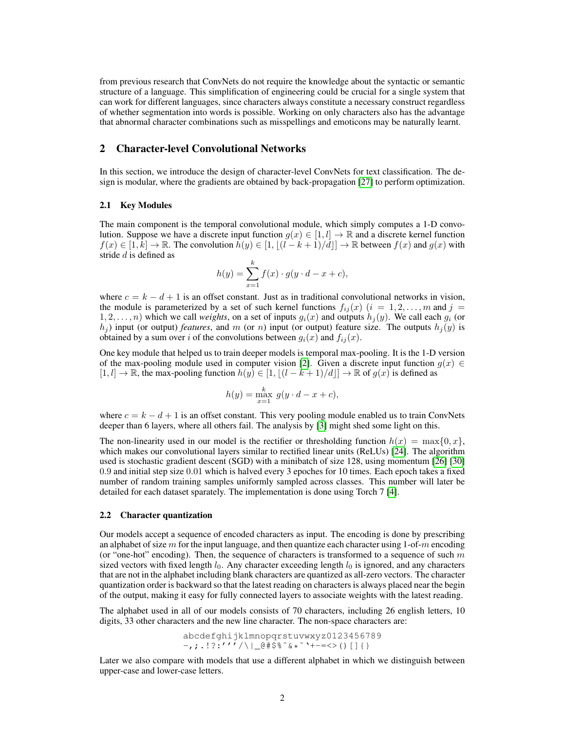from previous research that ConvNets do not require the knowledge about the syntactic or semantic structure of a language. This simplification of engineering could be crucial for a single system that can work for different languages, since characters always constitute a necessary construct regardless of whether segmentation into words is possible. Working on only characters also has the advantage that abnormal character combinations such as misspellings and emoticons may be naturally learnt.

## 2 Character-level Convolutional Networks

In this section, we introduce the design of character-level ConvNets for text classification. The design is modular, where the gradients are obtained by back-propagation [27] to perform optimization.

### 2.1 Key Modules

The main component is the temporal convolutional module, which simply computes a 1-D convolution. Suppose we have a discrete input function $g(x) \in [1, l] \to \mathbb{R}$ and a discrete kernel function $f(x) \in [1, k] \to \mathbb{R}$. The convolution $h(y) \in [1, \lfloor (l - k + 1)/d \rfloor] \to \mathbb{R}$ between $f(x)$ and $g(x)$ with stride $d$ is defined as

$$h(y) = \sum_{x=1}^{k} f(x) \cdot g(y \cdot d - x + c),$$

where $c = k - d + 1$ is an offset constant. Just as in traditional convolutional networks in vision, the module is parameterized by a set of such kernel functions $f_{ij}(x)$ ($i = 1, 2, \ldots, m$ and $j = 1, 2, \ldots, n$) which we call *weights*, on a set of inputs $g_i(x)$ and outputs $h_j(y)$. We call each $g_i$ (or $h_j$) input (or output) *features*, and $m$ (or $n$) input (or output) feature size. The outputs $h_j(y)$ is obtained by a sum over $i$ of the convolutions between $g_i(x)$ and $f_{ij}(x)$.

One key module that helped us to train deeper models is temporal max-pooling. It is the 1-D version of the max-pooling module used in computer vision [2]. Given a discrete input function $g(x) \in [1, l] \to \mathbb{R}$, the max-pooling function $h(y) \in [1, \lfloor (l - k + 1)/d \rfloor] \to \mathbb{R}$ of $g(x)$ is defined as

$$h(y) = \max_{x=1}^{k} \; g(y \cdot d - x + c),$$

where $c = k - d + 1$ is an offset constant. This very pooling module enabled us to train ConvNets deeper than 6 layers, where all others fail. The analysis by [3] might shed some light on this.

The non-linearity used in our model is the rectifier or thresholding function $h(x) = \max\{0, x\}$, which makes our convolutional layers similar to rectified linear units (ReLUs) [24]. The algorithm used is stochastic gradient descent (SGD) with a minibatch of size 128, using momentum [26] [30] 0.9 and initial step size 0.01 which is halved every 3 epoches for 10 times. Each epoch takes a fixed number of random training samples uniformly sampled across classes. This number will later be detailed for each dataset sparately. The implementation is done using Torch 7 [4].

### 2.2 Character quantization

Our models accept a sequence of encoded characters as input. The encoding is done by prescribing an alphabet of size $m$ for the input language, and then quantize each character using 1-of-$m$ encoding (or "one-hot" encoding). Then, the sequence of characters is transformed to a sequence of such $m$ sized vectors with fixed length $l_0$. Any character exceeding length $l_0$ is ignored, and any characters that are not in the alphabet including blank characters are quantized as all-zero vectors. The character quantization order is backward so that the latest reading on characters is always placed near the begin of the output, making it easy for fully connected layers to associate weights with the latest reading.

The alphabet used in all of our models consists of 70 characters, including 26 english letters, 10 digits, 33 other characters and the new line character. The non-space characters are:

```
abcdefghijklmnopqrstuvwxyz0123456789
-,;.!?:'''/\|_@#$%^&*~`+-=<>()[]{}
```

Later we also compare with models that use a different alphabet in which we distinguish between upper-case and lower-case letters.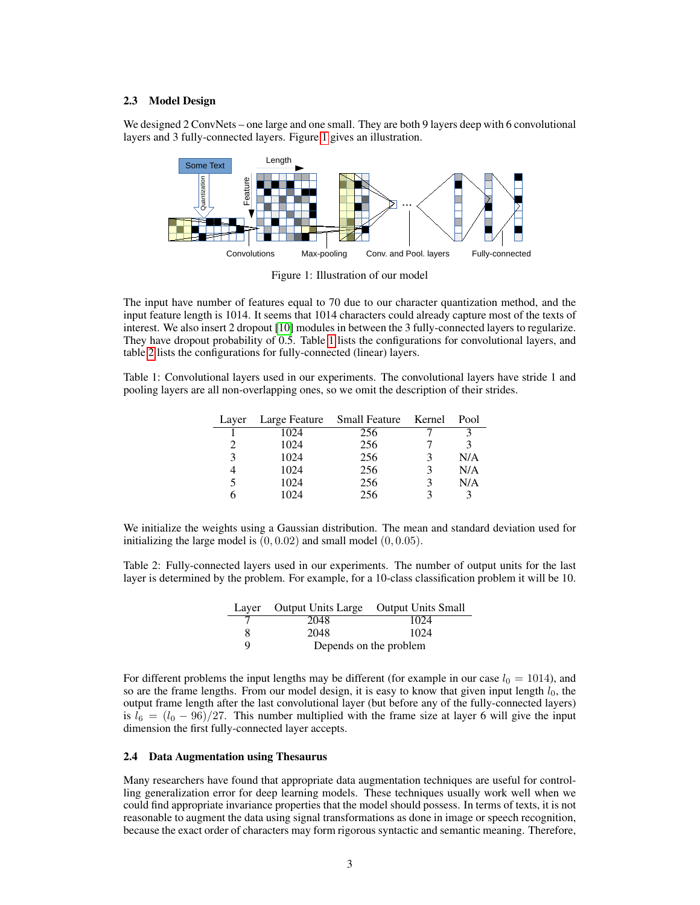### 2.3 Model Design

We designed 2 ConvNets – one large and one small. They are both 9 layers deep with 6 convolutional layers and 3 fully-connected layers. Figure 1 gives an illustration.

Figure 1: Illustration of our model

The input have number of features equal to 70 due to our character quantization method, and the input feature length is 1014. It seems that 1014 characters could already capture most of the texts of interest. We also insert 2 dropout [10] modules in between the 3 fully-connected layers to regularize. They have dropout probability of 0.5. Table 1 lists the configurations for convolutional layers, and table 2 lists the configurations for fully-connected (linear) layers.

Table 1: Convolutional layers used in our experiments. The convolutional layers have stride 1 and pooling layers are all non-overlapping ones, so we omit the description of their strides.

| Layer | Large Feature | Small Feature | Kernel | Pool |
|---|---|---|---|---|
| 1 | 1024 | 256 | 7 | 3 |
| 2 | 1024 | 256 | 7 | 3 |
| 3 | 1024 | 256 | 3 | N/A |
| 4 | 1024 | 256 | 3 | N/A |
| 5 | 1024 | 256 | 3 | N/A |
| 6 | 1024 | 256 | 3 | 3 |

We initialize the weights using a Gaussian distribution. The mean and standard deviation used for initializing the large model is $(0, 0.02)$ and small model $(0, 0.05)$.

Table 2: Fully-connected layers used in our experiments. The number of output units for the last layer is determined by the problem. For example, for a 10-class classification problem it will be 10.

| Layer | Output Units Large | Output Units Small |
|---|---|---|
| 7 | 2048 | 1024 |
| 8 | 2048 | 1024 |
| 9 | Depends on the problem | |

For different problems the input lengths may be different (for example in our case $l_0 = 1014$), and so are the frame lengths. From our model design, it is easy to know that given input length $l_0$, the output frame length after the last convolutional layer (but before any of the fully-connected layers) is $l_6 = (l_0 - 96)/27$. This number multiplied with the frame size at layer 6 will give the input dimension the first fully-connected layer accepts.

### 2.4 Data Augmentation using Thesaurus

Many researchers have found that appropriate data augmentation techniques are useful for controlling generalization error for deep learning models. These techniques usually work well when we could find appropriate invariance properties that the model should possess. In terms of texts, it is not reasonable to augment the data using signal transformations as done in image or speech recognition, because the exact order of characters may form rigorous syntactic and semantic meaning. Therefore,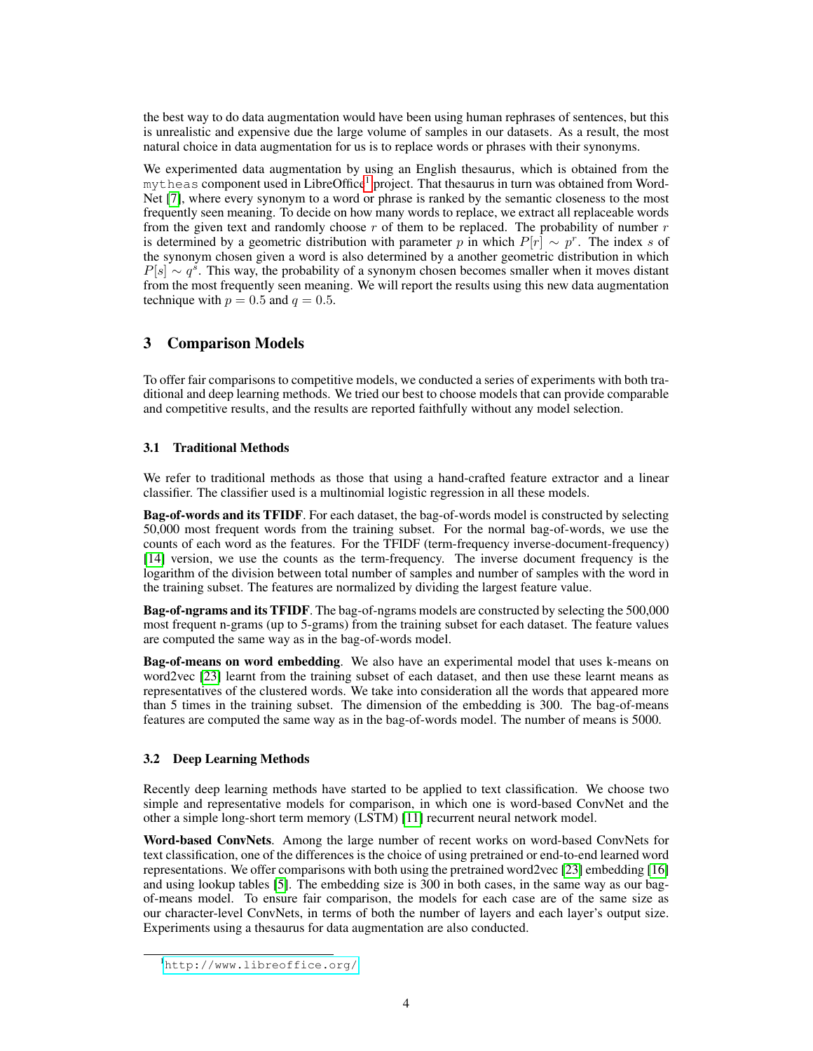the best way to do data augmentation would have been using human rephrases of sentences, but this is unrealistic and expensive due the large volume of samples in our datasets. As a result, the most natural choice in data augmentation for us is to replace words or phrases with their synonyms.

We experimented data augmentation by using an English thesaurus, which is obtained from the `mytheas` component used in LibreOffice[1] project. That thesaurus in turn was obtained from WordNet [7], where every synonym to a word or phrase is ranked by the semantic closeness to the most frequently seen meaning. To decide on how many words to replace, we extract all replaceable words from the given text and randomly choose $r$ of them to be replaced. The probability of number $r$ is determined by a geometric distribution with parameter $p$ in which $P[r] \sim p^r$. The index $s$ of the synonym chosen given a word is also determined by a another geometric distribution in which $P[s] \sim q^s$. This way, the probability of a synonym chosen becomes smaller when it moves distant from the most frequently seen meaning. We will report the results using this new data augmentation technique with $p = 0.5$ and $q = 0.5$.

## 3 Comparison Models

To offer fair comparisons to competitive models, we conducted a series of experiments with both traditional and deep learning methods. We tried our best to choose models that can provide comparable and competitive results, and the results are reported faithfully without any model selection.

### 3.1 Traditional Methods

We refer to traditional methods as those that using a hand-crafted feature extractor and a linear classifier. The classifier used is a multinomial logistic regression in all these models.

**Bag-of-words and its TFIDF**. For each dataset, the bag-of-words model is constructed by selecting 50,000 most frequent words from the training subset. For the normal bag-of-words, we use the counts of each word as the features. For the TFIDF (term-frequency inverse-document-frequency) [14] version, we use the counts as the term-frequency. The inverse document frequency is the logarithm of the division between total number of samples and number of samples with the word in the training subset. The features are normalized by dividing the largest feature value.

**Bag-of-ngrams and its TFIDF**. The bag-of-ngrams models are constructed by selecting the 500,000 most frequent n-grams (up to 5-grams) from the training subset for each dataset. The feature values are computed the same way as in the bag-of-words model.

**Bag-of-means on word embedding**. We also have an experimental model that uses k-means on word2vec [23] learnt from the training subset of each dataset, and then use these learnt means as representatives of the clustered words. We take into consideration all the words that appeared more than 5 times in the training subset. The dimension of the embedding is 300. The bag-of-means features are computed the same way as in the bag-of-words model. The number of means is 5000.

### 3.2 Deep Learning Methods

Recently deep learning methods have started to be applied to text classification. We choose two simple and representative models for comparison, in which one is word-based ConvNet and the other a simple long-short term memory (LSTM) [11] recurrent neural network model.

**Word-based ConvNets**. Among the large number of recent works on word-based ConvNets for text classification, one of the differences is the choice of using pretrained or end-to-end learned word representations. We offer comparisons with both using the pretrained word2vec [23] embedding [16] and using lookup tables [5]. The embedding size is 300 in both cases, in the same way as our bag-of-means model. To ensure fair comparison, the models for each case are of the same size as our character-level ConvNets, in terms of both the number of layers and each layer's output size. Experiments using a thesaurus for data augmentation are also conducted.

[1] http://www.libreoffice.org/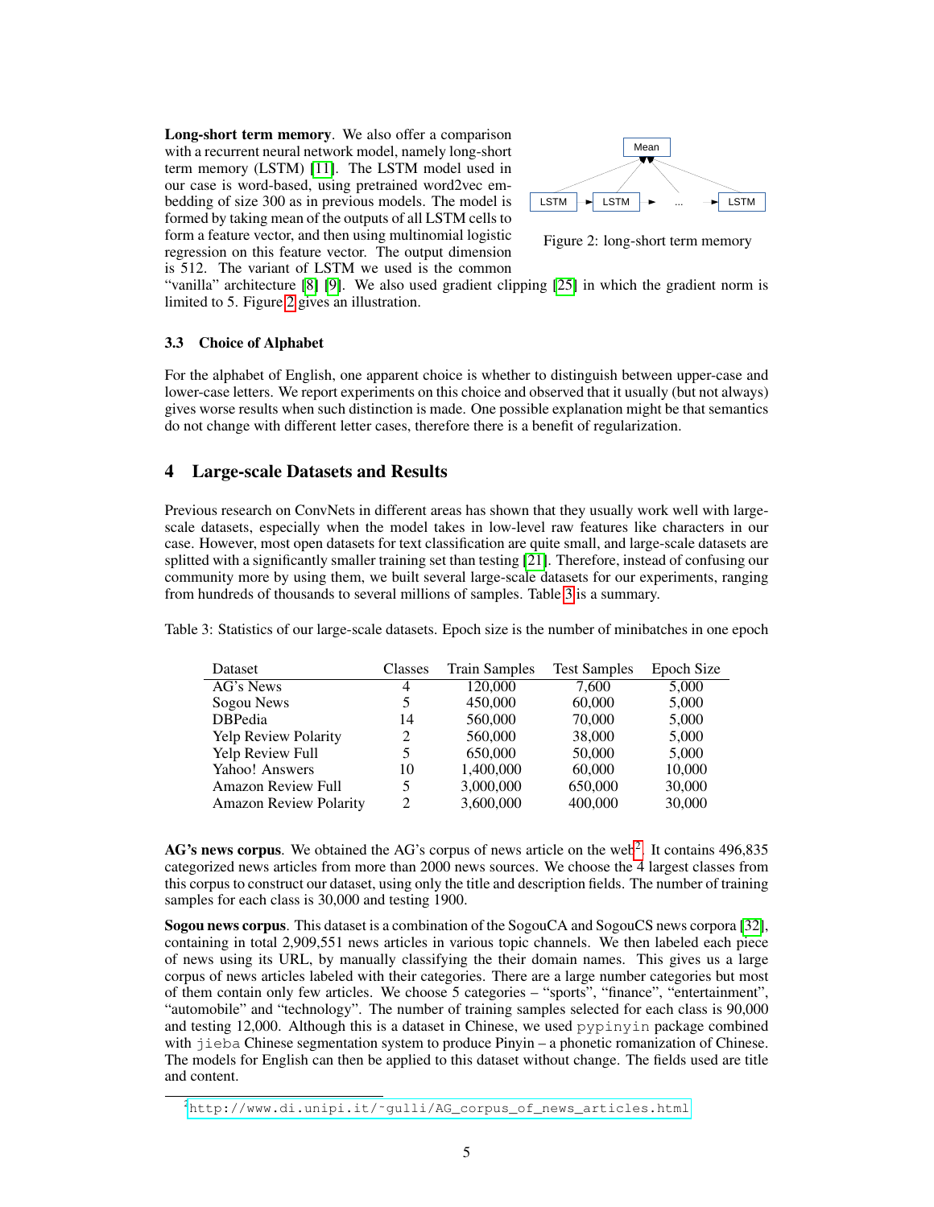**Long-short term memory**. We also offer a comparison with a recurrent neural network model, namely long-short term memory (LSTM) [11]. The LSTM model used in our case is word-based, using pretrained word2vec embedding of size 300 as in previous models. The model is formed by taking mean of the outputs of all LSTM cells to form a feature vector, and then using multinomial logistic regression on this feature vector. The output dimension is 512. The variant of LSTM we used is the common "vanilla" architecture [8] [9]. We also used gradient clipping [25] in which the gradient norm is limited to 5. Figure 2 gives an illustration.

Figure 2: long-short term memory

### 3.3 Choice of Alphabet

For the alphabet of English, one apparent choice is whether to distinguish between upper-case and lower-case letters. We report experiments on this choice and observed that it usually (but not always) gives worse results when such distinction is made. One possible explanation might be that semantics do not change with different letter cases, therefore there is a benefit of regularization.

## 4 Large-scale Datasets and Results

Previous research on ConvNets in different areas has shown that they usually work well with large-scale datasets, especially when the model takes in low-level raw features like characters in our case. However, most open datasets for text classification are quite small, and large-scale datasets are splitted with a significantly smaller training set than testing [21]. Therefore, instead of confusing our community more by using them, we built several large-scale datasets for our experiments, ranging from hundreds of thousands to several millions of samples. Table 3 is a summary.

Table 3: Statistics of our large-scale datasets. Epoch size is the number of minibatches in one epoch

| Dataset | Classes | Train Samples | Test Samples | Epoch Size |
|---|---|---|---|---|
| AG's News | 4 | 120,000 | 7,600 | 5,000 |
| Sogou News | 5 | 450,000 | 60,000 | 5,000 |
| DBPedia | 14 | 560,000 | 70,000 | 5,000 |
| Yelp Review Polarity | 2 | 560,000 | 38,000 | 5,000 |
| Yelp Review Full | 5 | 650,000 | 50,000 | 5,000 |
| Yahoo! Answers | 10 | 1,400,000 | 60,000 | 10,000 |
| Amazon Review Full | 5 | 3,000,000 | 650,000 | 30,000 |
| Amazon Review Polarity | 2 | 3,600,000 | 400,000 | 30,000 |

**AG's news corpus**. We obtained the AG's corpus of news article on the web[2]. It contains 496,835 categorized news articles from more than 2000 news sources. We choose the 4 largest classes from this corpus to construct our dataset, using only the title and description fields. The number of training samples for each class is 30,000 and testing 1900.

**Sogou news corpus**. This dataset is a combination of the SogouCA and SogouCS news corpora [32], containing in total 2,909,551 news articles in various topic channels. We then labeled each piece of news using its URL, by manually classifying the their domain names. This gives us a large corpus of news articles labeled with their categories. There are a large number categories but most of them contain only few articles. We choose 5 categories – "sports", "finance", "entertainment", "automobile" and "technology". The number of training samples selected for each class is 90,000 and testing 12,000. Although this is a dataset in Chinese, we used `pypinyin` package combined with `jieba` Chinese segmentation system to produce Pinyin – a phonetic romanization of Chinese. The models for English can then be applied to this dataset without change. The fields used are title and content.

[2] http://www.di.unipi.it/~gulli/AG_corpus_of_news_articles.html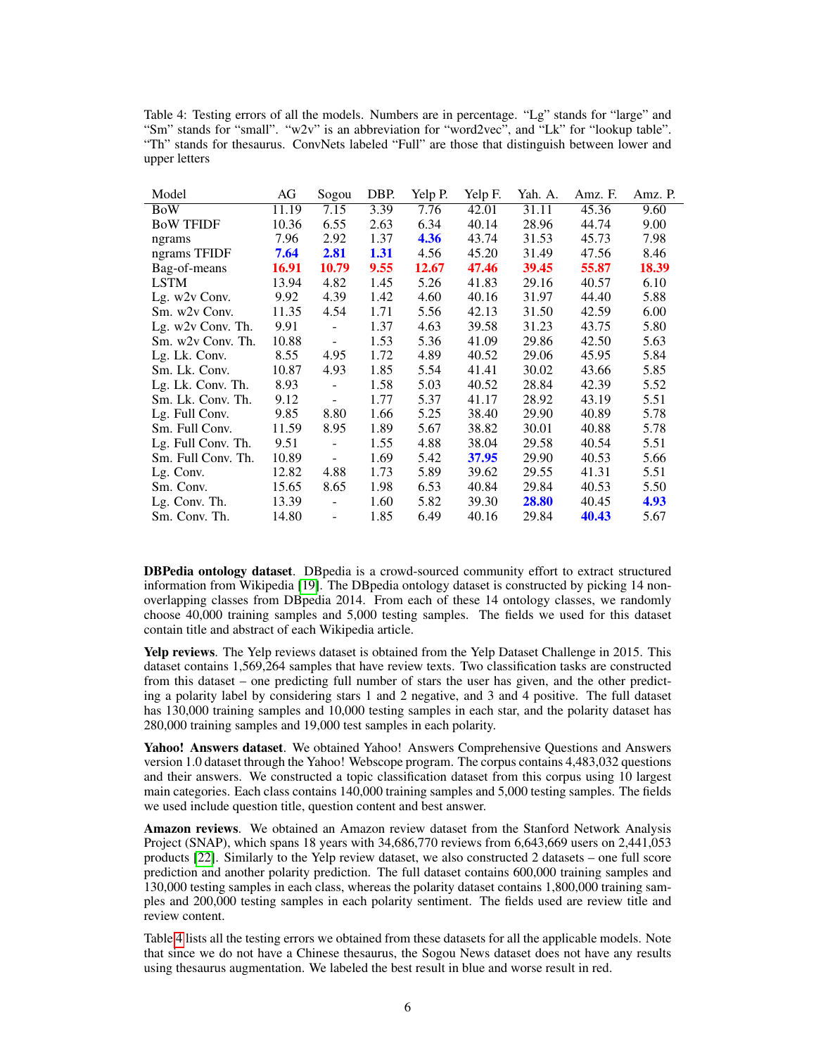Table 4: Testing errors of all the models. Numbers are in percentage. "Lg" stands for "large" and "Sm" stands for "small". "w2v" is an abbreviation for "word2vec", and "Lk" for "lookup table". "Th" stands for thesaurus. ConvNets labeled "Full" are those that distinguish between lower and upper letters

| Model | AG | Sogou | DBP. | Yelp P. | Yelp F. | Yah. A. | Amz. F. | Amz. P. |
|---|---|---|---|---|---|---|---|---|
| BoW | 11.19 | 7.15 | 3.39 | 7.76 | 42.01 | 31.11 | 45.36 | 9.60 |
| BoW TFIDF | 10.36 | 6.55 | 2.63 | 6.34 | 40.14 | 28.96 | 44.74 | 9.00 |
| ngrams | 7.96 | 2.92 | 1.37 | **4.36** | 43.74 | 31.53 | 45.73 | 7.98 |
| ngrams TFIDF | **7.64** | **2.81** | **1.31** | 4.56 | 45.20 | 31.49 | 47.56 | 8.46 |
| Bag-of-means | **16.91** | **10.79** | **9.55** | **12.67** | **47.46** | **39.45** | **55.87** | **18.39** |
| LSTM | 13.94 | 4.82 | 1.45 | 5.26 | 41.83 | 29.16 | 40.57 | 6.10 |
| Lg. w2v Conv. | 9.92 | 4.39 | 1.42 | 4.60 | 40.16 | 31.97 | 44.40 | 5.88 |
| Sm. w2v Conv. | 11.35 | 4.54 | 1.71 | 5.56 | 42.13 | 31.50 | 42.59 | 6.00 |
| Lg. w2v Conv. Th. | 9.91 | - | 1.37 | 4.63 | 39.58 | 31.23 | 43.75 | 5.80 |
| Sm. w2v Conv. Th. | 10.88 | - | 1.53 | 5.36 | 41.09 | 29.86 | 42.50 | 5.63 |
| Lg. Lk. Conv. | 8.55 | 4.95 | 1.72 | 4.89 | 40.52 | 29.06 | 45.95 | 5.84 |
| Sm. Lk. Conv. | 10.87 | 4.93 | 1.85 | 5.54 | 41.41 | 30.02 | 43.66 | 5.85 |
| Lg. Lk. Conv. Th. | 8.93 | - | 1.58 | 5.03 | 40.52 | 28.84 | 42.39 | 5.52 |
| Sm. Lk. Conv. Th. | 9.12 | - | 1.77 | 5.37 | 41.17 | 28.92 | 43.19 | 5.51 |
| Lg. Full Conv. | 9.85 | 8.80 | 1.66 | 5.25 | 38.40 | 29.90 | 40.89 | 5.78 |
| Sm. Full Conv. | 11.59 | 8.95 | 1.89 | 5.67 | 38.82 | 30.01 | 40.88 | 5.78 |
| Lg. Full Conv. Th. | 9.51 | - | 1.55 | 4.88 | 38.04 | 29.58 | 40.54 | 5.51 |
| Sm. Full Conv. Th. | 10.89 | - | 1.69 | 5.42 | **37.95** | 29.90 | 40.53 | 5.66 |
| Lg. Conv. | 12.82 | 4.88 | 1.73 | 5.89 | 39.62 | 29.55 | 41.31 | 5.51 |
| Sm. Conv. | 15.65 | 8.65 | 1.98 | 6.53 | 40.84 | 29.84 | 40.53 | 5.50 |
| Lg. Conv. Th. | 13.39 | - | 1.60 | 5.82 | 39.30 | **28.80** | 40.45 | **4.93** |
| Sm. Conv. Th. | 14.80 | - | 1.85 | 6.49 | 40.16 | 29.84 | **40.43** | 5.67 |

**DBPedia ontology dataset**. DBpedia is a crowd-sourced community effort to extract structured information from Wikipedia [19]. The DBpedia ontology dataset is constructed by picking 14 non-overlapping classes from DBpedia 2014. From each of these 14 ontology classes, we randomly choose 40,000 training samples and 5,000 testing samples. The fields we used for this dataset contain title and abstract of each Wikipedia article.

**Yelp reviews**. The Yelp reviews dataset is obtained from the Yelp Dataset Challenge in 2015. This dataset contains 1,569,264 samples that have review texts. Two classification tasks are constructed from this dataset – one predicting full number of stars the user has given, and the other predicting a polarity label by considering stars 1 and 2 negative, and 3 and 4 positive. The full dataset has 130,000 training samples and 10,000 testing samples in each star, and the polarity dataset has 280,000 training samples and 19,000 test samples in each polarity.

**Yahoo! Answers dataset**. We obtained Yahoo! Answers Comprehensive Questions and Answers version 1.0 dataset through the Yahoo! Webscope program. The corpus contains 4,483,032 questions and their answers. We constructed a topic classification dataset from this corpus using 10 largest main categories. Each class contains 140,000 training samples and 5,000 testing samples. The fields we used include question title, question content and best answer.

**Amazon reviews**. We obtained an Amazon review dataset from the Stanford Network Analysis Project (SNAP), which spans 18 years with 34,686,770 reviews from 6,643,669 users on 2,441,053 products [22]. Similarly to the Yelp review dataset, we also constructed 2 datasets – one full score prediction and another polarity prediction. The full dataset contains 600,000 training samples and 130,000 testing samples in each class, whereas the polarity dataset contains 1,800,000 training samples and 200,000 testing samples in each polarity sentiment. The fields used are review title and review content.

Table 4 lists all the testing errors we obtained from these datasets for all the applicable models. Note that since we do not have a Chinese thesaurus, the Sogou News dataset does not have any results using thesaurus augmentation. We labeled the best result in blue and worse result in red.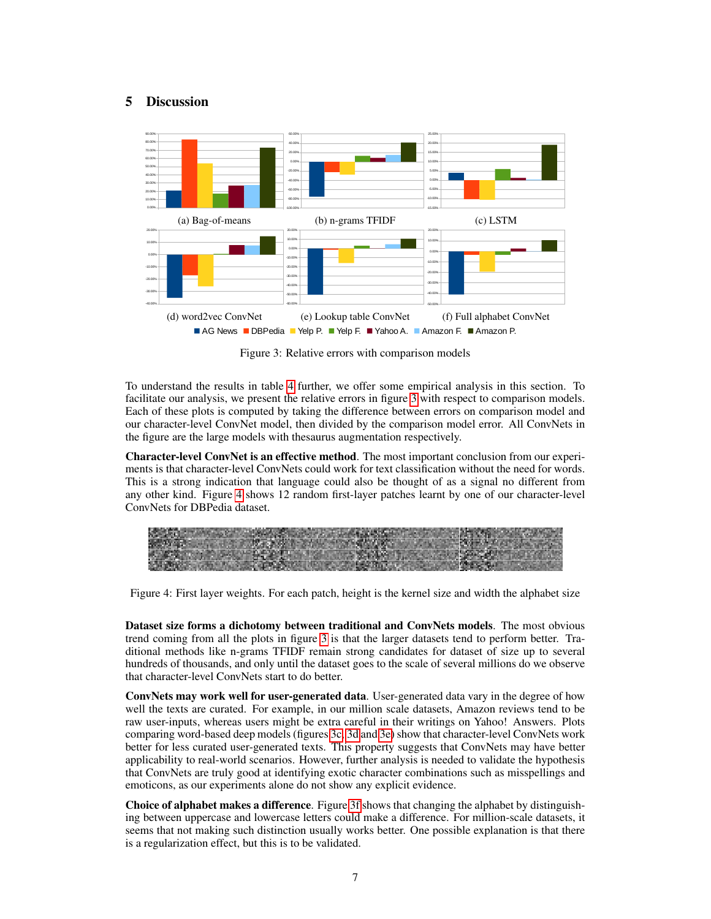## 5 Discussion

(a) Bag-of-means (b) n-grams TFIDF (c) LSTM

(d) word2vec ConvNet (e) Lookup table ConvNet (f) Full alphabet ConvNet

■ AG News ■ DBPedia ■ Yelp P. ■ Yelp F. ■ Yahoo A. ■ Amazon F. ■ Amazon P.

Figure 3: Relative errors with comparison models

To understand the results in table 4 further, we offer some empirical analysis in this section. To facilitate our analysis, we present the relative errors in figure 3 with respect to comparison models. Each of these plots is computed by taking the difference between errors on comparison model and our character-level ConvNet model, then divided by the comparison model error. All ConvNets in the figure are the large models with thesaurus augmentation respectively.

**Character-level ConvNet is an effective method**. The most important conclusion from our experiments is that character-level ConvNets could work for text classification without the need for words. This is a strong indication that language could also be thought of as a signal no different from any other kind. Figure 4 shows 12 random first-layer patches learnt by one of our character-level ConvNets for DBPedia dataset.

Figure 4: First layer weights. For each patch, height is the kernel size and width the alphabet size

**Dataset size forms a dichotomy between traditional and ConvNets models**. The most obvious trend coming from all the plots in figure 3 is that the larger datasets tend to perform better. Traditional methods like n-grams TFIDF remain strong candidates for dataset of size up to several hundreds of thousands, and only until the dataset goes to the scale of several millions do we observe that character-level ConvNets start to do better.

**ConvNets may work well for user-generated data**. User-generated data vary in the degree of how well the texts are curated. For example, in our million scale datasets, Amazon reviews tend to be raw user-inputs, whereas users might be extra careful in their writings on Yahoo! Answers. Plots comparing word-based deep models (figures 3c, 3d and 3e) show that character-level ConvNets work better for less curated user-generated texts. This property suggests that ConvNets may have better applicability to real-world scenarios. However, further analysis is needed to validate the hypothesis that ConvNets are truly good at identifying exotic character combinations such as misspellings and emoticons, as our experiments alone do not show any explicit evidence.

**Choice of alphabet makes a difference**. Figure 3f shows that changing the alphabet by distinguishing between uppercase and lowercase letters could make a difference. For million-scale datasets, it seems that not making such distinction usually works better. One possible explanation is that there is a regularization effect, but this is to be validated.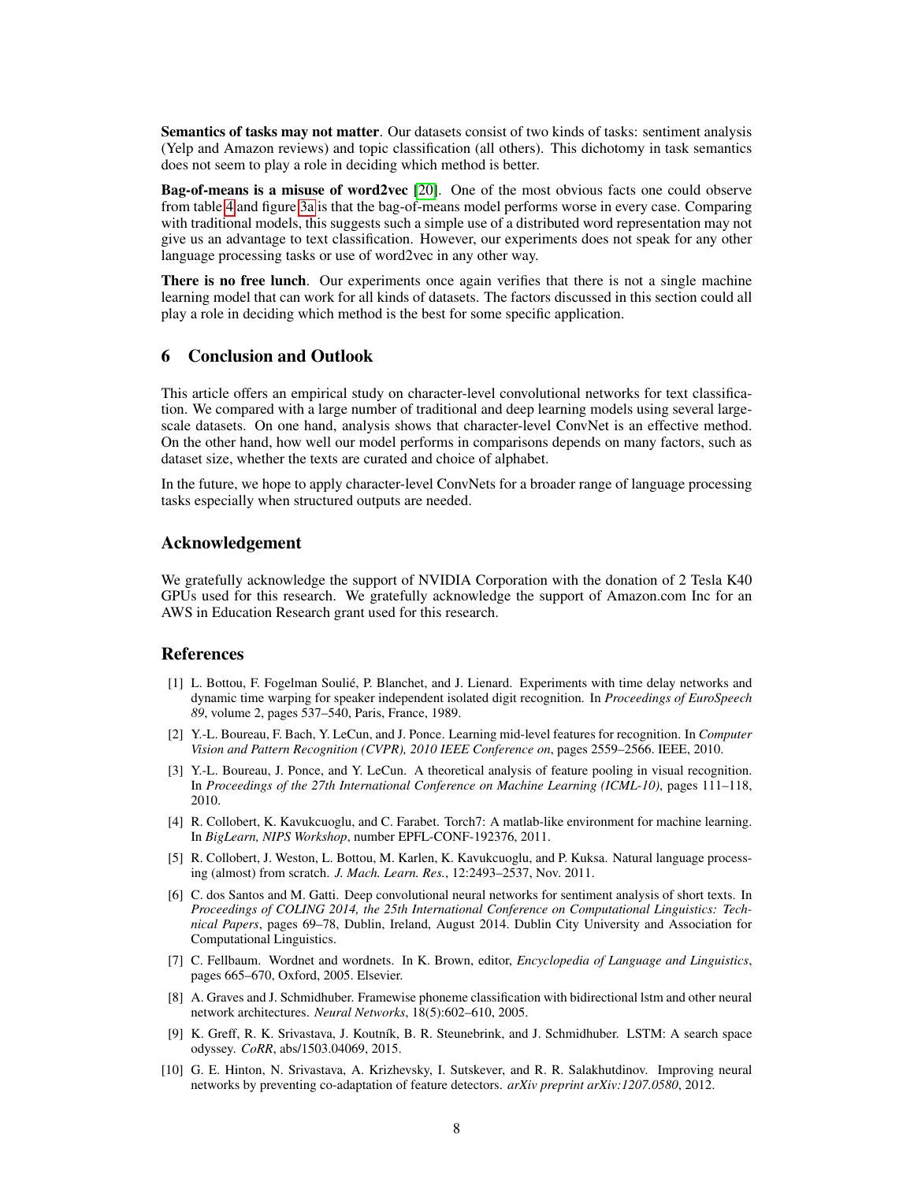**Semantics of tasks may not matter**. Our datasets consist of two kinds of tasks: sentiment analysis (Yelp and Amazon reviews) and topic classification (all others). This dichotomy in task semantics does not seem to play a role in deciding which method is better.

**Bag-of-means is a misuse of word2vec** [20]. One of the most obvious facts one could observe from table 4 and figure 3a is that the bag-of-means model performs worse in every case. Comparing with traditional models, this suggests such a simple use of a distributed word representation may not give us an advantage to text classification. However, our experiments does not speak for any other language processing tasks or use of word2vec in any other way.

**There is no free lunch**. Our experiments once again verifies that there is not a single machine learning model that can work for all kinds of datasets. The factors discussed in this section could all play a role in deciding which method is the best for some specific application.

## 6 Conclusion and Outlook

This article offers an empirical study on character-level convolutional networks for text classification. We compared with a large number of traditional and deep learning models using several large-scale datasets. On one hand, analysis shows that character-level ConvNet is an effective method. On the other hand, how well our model performs in comparisons depends on many factors, such as dataset size, whether the texts are curated and choice of alphabet.

In the future, we hope to apply character-level ConvNets for a broader range of language processing tasks especially when structured outputs are needed.

## Acknowledgement

We gratefully acknowledge the support of NVIDIA Corporation with the donation of 2 Tesla K40 GPUs used for this research. We gratefully acknowledge the support of Amazon.com Inc for an AWS in Education Research grant used for this research.

## References

[1] L. Bottou, F. Fogelman Soulié, P. Blanchet, and J. Lienard. Experiments with time delay networks and dynamic time warping for speaker independent isolated digit recognition. In *Proceedings of EuroSpeech 89*, volume 2, pages 537–540, Paris, France, 1989.

[2] Y.-L. Boureau, F. Bach, Y. LeCun, and J. Ponce. Learning mid-level features for recognition. In *Computer Vision and Pattern Recognition (CVPR), 2010 IEEE Conference on*, pages 2559–2566. IEEE, 2010.

[3] Y.-L. Boureau, J. Ponce, and Y. LeCun. A theoretical analysis of feature pooling in visual recognition. In *Proceedings of the 27th International Conference on Machine Learning (ICML-10)*, pages 111–118, 2010.

[4] R. Collobert, K. Kavukcuoglu, and C. Farabet. Torch7: A matlab-like environment for machine learning. In *BigLearn, NIPS Workshop*, number EPFL-CONF-192376, 2011.

[5] R. Collobert, J. Weston, L. Bottou, M. Karlen, K. Kavukcuoglu, and P. Kuksa. Natural language processing (almost) from scratch. *J. Mach. Learn. Res.*, 12:2493–2537, Nov. 2011.

[6] C. dos Santos and M. Gatti. Deep convolutional neural networks for sentiment analysis of short texts. In *Proceedings of COLING 2014, the 25th International Conference on Computational Linguistics: Technical Papers*, pages 69–78, Dublin, Ireland, August 2014. Dublin City University and Association for Computational Linguistics.

[7] C. Fellbaum. Wordnet and wordnets. In K. Brown, editor, *Encyclopedia of Language and Linguistics*, pages 665–670, Oxford, 2005. Elsevier.

[8] A. Graves and J. Schmidhuber. Framewise phoneme classification with bidirectional lstm and other neural network architectures. *Neural Networks*, 18(5):602–610, 2005.

[9] K. Greff, R. K. Srivastava, J. Koutník, B. R. Steunebrink, and J. Schmidhuber. LSTM: A search space odyssey. *CoRR*, abs/1503.04069, 2015.

[10] G. E. Hinton, N. Srivastava, A. Krizhevsky, I. Sutskever, and R. R. Salakhutdinov. Improving neural networks by preventing co-adaptation of feature detectors. *arXiv preprint arXiv:1207.0580*, 2012.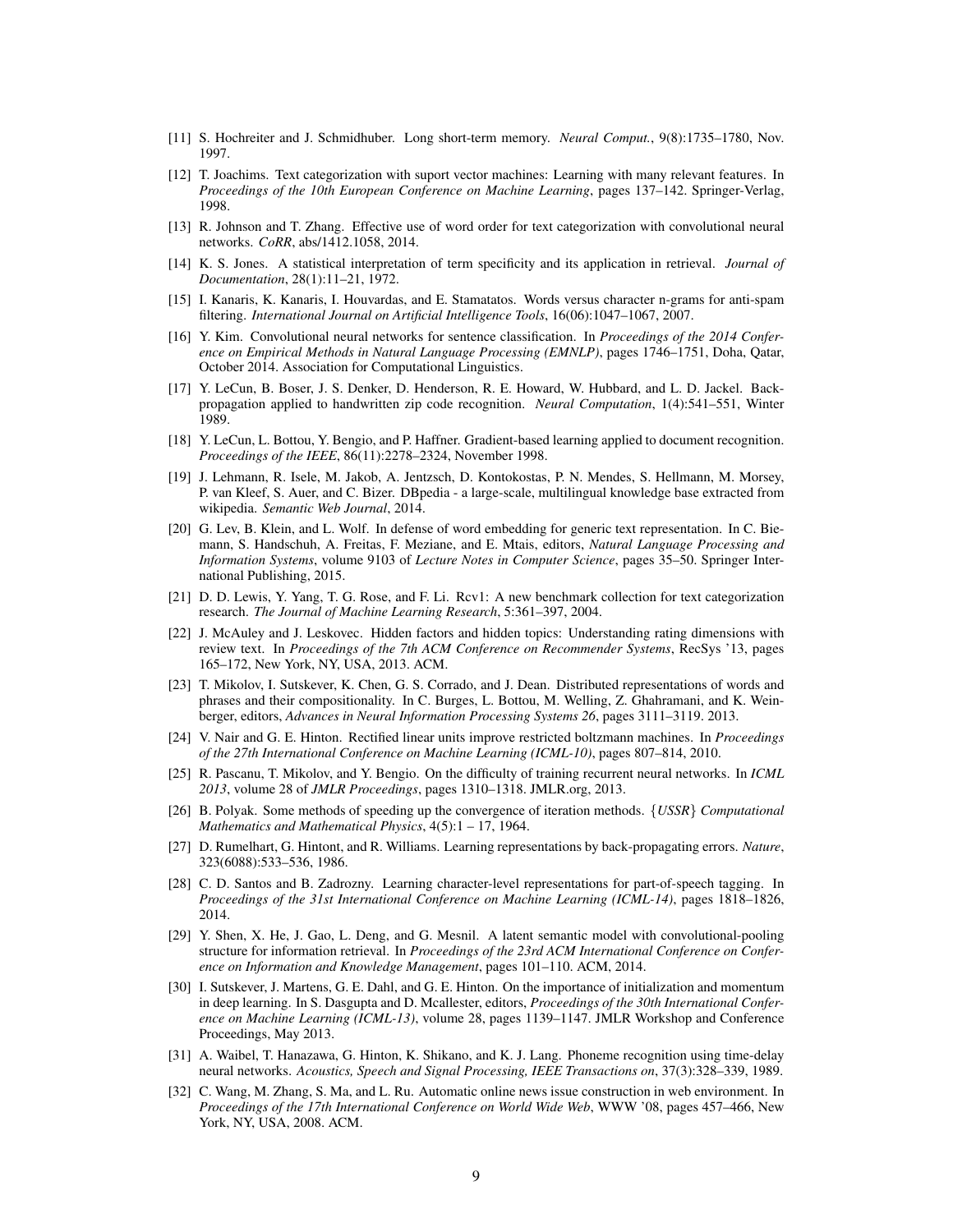[11] S. Hochreiter and J. Schmidhuber. Long short-term memory. *Neural Comput.*, 9(8):1735–1780, Nov. 1997.

[12] T. Joachims. Text categorization with suport vector machines: Learning with many relevant features. In *Proceedings of the 10th European Conference on Machine Learning*, pages 137–142. Springer-Verlag, 1998.

[13] R. Johnson and T. Zhang. Effective use of word order for text categorization with convolutional neural networks. *CoRR*, abs/1412.1058, 2014.

[14] K. S. Jones. A statistical interpretation of term specificity and its application in retrieval. *Journal of Documentation*, 28(1):11–21, 1972.

[15] I. Kanaris, K. Kanaris, I. Houvardas, and E. Stamatatos. Words versus character n-grams for anti-spam filtering. *International Journal on Artificial Intelligence Tools*, 16(06):1047–1067, 2007.

[16] Y. Kim. Convolutional neural networks for sentence classification. In *Proceedings of the 2014 Conference on Empirical Methods in Natural Language Processing (EMNLP)*, pages 1746–1751, Doha, Qatar, October 2014. Association for Computational Linguistics.

[17] Y. LeCun, B. Boser, J. S. Denker, D. Henderson, R. E. Howard, W. Hubbard, and L. D. Jackel. Backpropagation applied to handwritten zip code recognition. *Neural Computation*, 1(4):541–551, Winter 1989.

[18] Y. LeCun, L. Bottou, Y. Bengio, and P. Haffner. Gradient-based learning applied to document recognition. *Proceedings of the IEEE*, 86(11):2278–2324, November 1998.

[19] J. Lehmann, R. Isele, M. Jakob, A. Jentzsch, D. Kontokostas, P. N. Mendes, S. Hellmann, M. Morsey, P. van Kleef, S. Auer, and C. Bizer. DBpedia - a large-scale, multilingual knowledge base extracted from wikipedia. *Semantic Web Journal*, 2014.

[20] G. Lev, B. Klein, and L. Wolf. In defense of word embedding for generic text representation. In C. Biemann, S. Handschuh, A. Freitas, F. Meziane, and E. Mtais, editors, *Natural Language Processing and Information Systems*, volume 9103 of *Lecture Notes in Computer Science*, pages 35–50. Springer International Publishing, 2015.

[21] D. D. Lewis, Y. Yang, T. G. Rose, and F. Li. Rcv1: A new benchmark collection for text categorization research. *The Journal of Machine Learning Research*, 5:361–397, 2004.

[22] J. McAuley and J. Leskovec. Hidden factors and hidden topics: Understanding rating dimensions with review text. In *Proceedings of the 7th ACM Conference on Recommender Systems*, RecSys '13, pages 165–172, New York, NY, USA, 2013. ACM.

[23] T. Mikolov, I. Sutskever, K. Chen, G. S. Corrado, and J. Dean. Distributed representations of words and phrases and their compositionality. In C. Burges, L. Bottou, M. Welling, Z. Ghahramani, and K. Weinberger, editors, *Advances in Neural Information Processing Systems 26*, pages 3111–3119. 2013.

[24] V. Nair and G. E. Hinton. Rectified linear units improve restricted boltzmann machines. In *Proceedings of the 27th International Conference on Machine Learning (ICML-10)*, pages 807–814, 2010.

[25] R. Pascanu, T. Mikolov, and Y. Bengio. On the difficulty of training recurrent neural networks. In *ICML 2013*, volume 28 of *JMLR Proceedings*, pages 1310–1318. JMLR.org, 2013.

[26] B. Polyak. Some methods of speeding up the convergence of iteration methods. *{USSR} Computational Mathematics and Mathematical Physics*, 4(5):1 – 17, 1964.

[27] D. Rumelhart, G. Hintont, and R. Williams. Learning representations by back-propagating errors. *Nature*, 323(6088):533–536, 1986.

[28] C. D. Santos and B. Zadrozny. Learning character-level representations for part-of-speech tagging. In *Proceedings of the 31st International Conference on Machine Learning (ICML-14)*, pages 1818–1826, 2014.

[29] Y. Shen, X. He, J. Gao, L. Deng, and G. Mesnil. A latent semantic model with convolutional-pooling structure for information retrieval. In *Proceedings of the 23rd ACM International Conference on Conference on Information and Knowledge Management*, pages 101–110. ACM, 2014.

[30] I. Sutskever, J. Martens, G. E. Dahl, and G. E. Hinton. On the importance of initialization and momentum in deep learning. In S. Dasgupta and D. Mcallester, editors, *Proceedings of the 30th International Conference on Machine Learning (ICML-13)*, volume 28, pages 1139–1147. JMLR Workshop and Conference Proceedings, May 2013.

[31] A. Waibel, T. Hanazawa, G. Hinton, K. Shikano, and K. J. Lang. Phoneme recognition using time-delay neural networks. *Acoustics, Speech and Signal Processing, IEEE Transactions on*, 37(3):328–339, 1989.

[32] C. Wang, M. Zhang, S. Ma, and L. Ru. Automatic online news issue construction in web environment. In *Proceedings of the 17th International Conference on World Wide Web*, WWW '08, pages 457–466, New York, NY, USA, 2008. ACM.